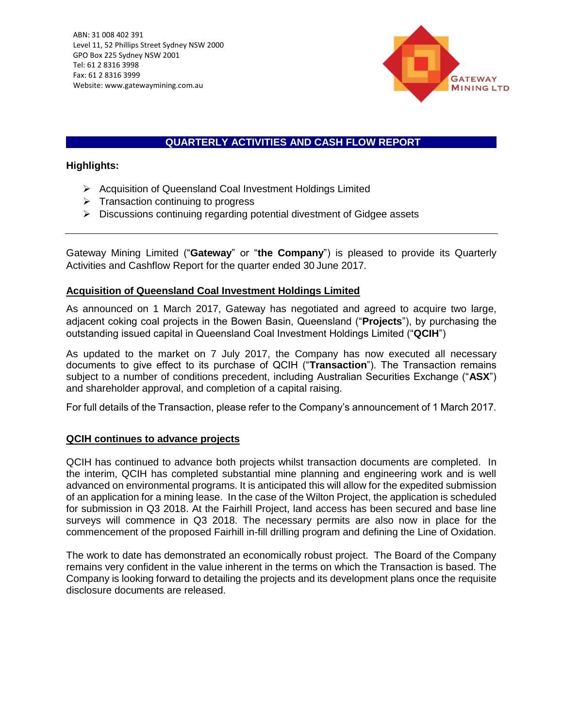ABN: 31 008 402 391
Level 11, 52 Phillips Street Sydney NSW 2000
GPO Box 225 Sydney NSW 2001
Tel: 61 2 8316 3998
Fax: 61 2 8316 3999
Website: www.gatewaymining.com.au

GATEWAY MINING LTD

# QUARTERLY ACTIVITIES AND CASH FLOW REPORT

**Highlights:**

- Acquisition of Queensland Coal Investment Holdings Limited
- Transaction continuing to progress
- Discussions continuing regarding potential divestment of Gidgee assets

---

Gateway Mining Limited ("**Gateway**" or "**the Company**") is pleased to provide its Quarterly Activities and Cashflow Report for the quarter ended 30 June 2017.

## Acquisition of Queensland Coal Investment Holdings Limited

As announced on 1 March 2017, Gateway has negotiated and agreed to acquire two large, adjacent coking coal projects in the Bowen Basin, Queensland ("**Projects**"), by purchasing the outstanding issued capital in Queensland Coal Investment Holdings Limited ("**QCIH**")

As updated to the market on 7 July 2017, the Company has now executed all necessary documents to give effect to its purchase of QCIH ("**Transaction**"). The Transaction remains subject to a number of conditions precedent, including Australian Securities Exchange ("**ASX**") and shareholder approval, and completion of a capital raising.

For full details of the Transaction, please refer to the Company's announcement of 1 March 2017.

## QCIH continues to advance projects

QCIH has continued to advance both projects whilst transaction documents are completed. In the interim, QCIH has completed substantial mine planning and engineering work and is well advanced on environmental programs. It is anticipated this will allow for the expedited submission of an application for a mining lease. In the case of the Wilton Project, the application is scheduled for submission in Q3 2018. At the Fairhill Project, land access has been secured and base line surveys will commence in Q3 2018. The necessary permits are also now in place for the commencement of the proposed Fairhill in-fill drilling program and defining the Line of Oxidation.

The work to date has demonstrated an economically robust project. The Board of the Company remains very confident in the value inherent in the terms on which the Transaction is based. The Company is looking forward to detailing the projects and its development plans once the requisite disclosure documents are released.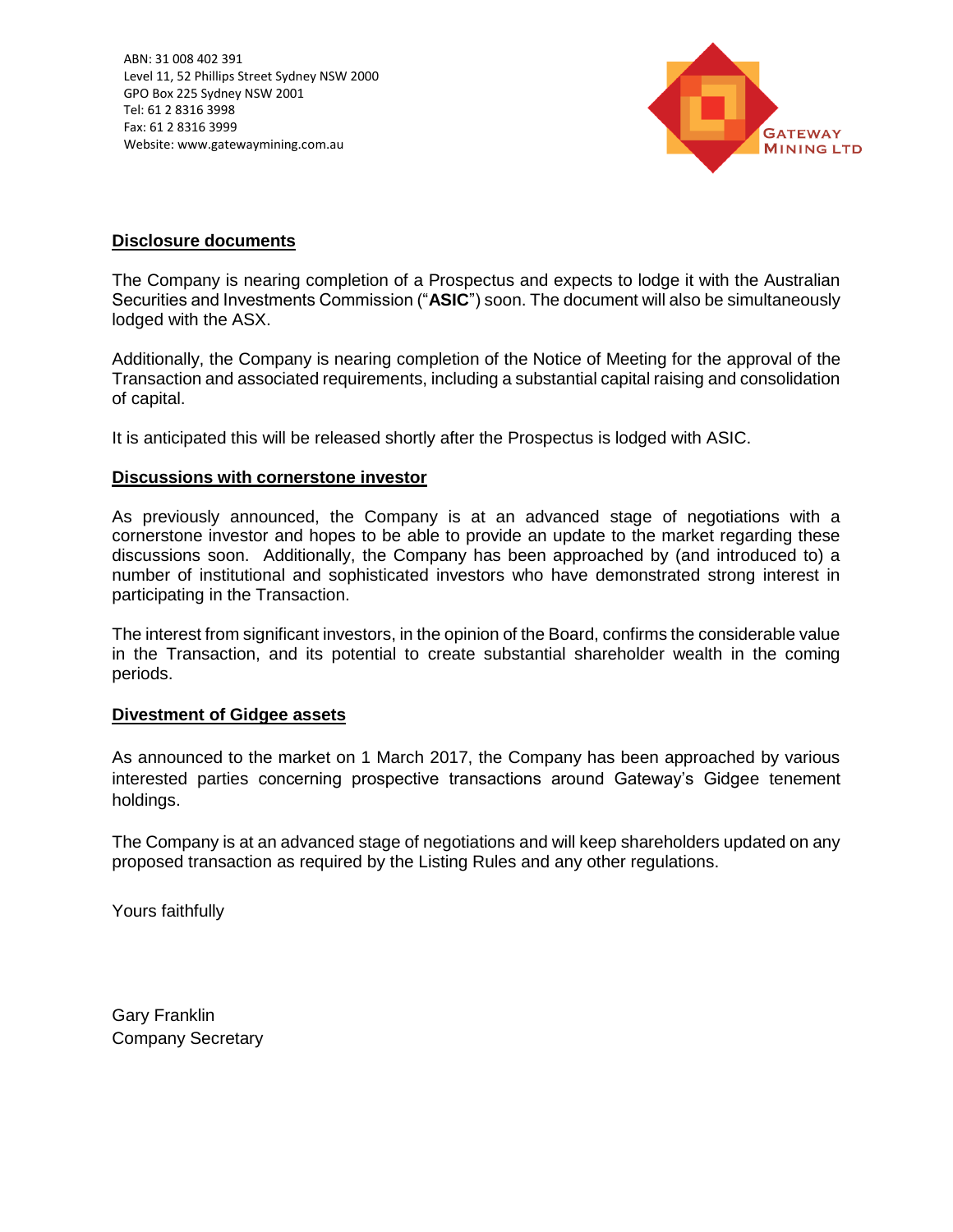ABN: 31 008 402 391
Level 11, 52 Phillips Street Sydney NSW 2000
GPO Box 225 Sydney NSW 2001
Tel: 61 2 8316 3998
Fax: 61 2 8316 3999
Website: www.gatewaymining.com.au

GATEWAY MINING LTD

## Disclosure documents

The Company is nearing completion of a Prospectus and expects to lodge it with the Australian Securities and Investments Commission ("**ASIC**") soon. The document will also be simultaneously lodged with the ASX.

Additionally, the Company is nearing completion of the Notice of Meeting for the approval of the Transaction and associated requirements, including a substantial capital raising and consolidation of capital.

It is anticipated this will be released shortly after the Prospectus is lodged with ASIC.

## Discussions with cornerstone investor

As previously announced, the Company is at an advanced stage of negotiations with a cornerstone investor and hopes to be able to provide an update to the market regarding these discussions soon. Additionally, the Company has been approached by (and introduced to) a number of institutional and sophisticated investors who have demonstrated strong interest in participating in the Transaction.

The interest from significant investors, in the opinion of the Board, confirms the considerable value in the Transaction, and its potential to create substantial shareholder wealth in the coming periods.

## Divestment of Gidgee assets

As announced to the market on 1 March 2017, the Company has been approached by various interested parties concerning prospective transactions around Gateway's Gidgee tenement holdings.

The Company is at an advanced stage of negotiations and will keep shareholders updated on any proposed transaction as required by the Listing Rules and any other regulations.

Yours faithfully

Gary Franklin
Company Secretary